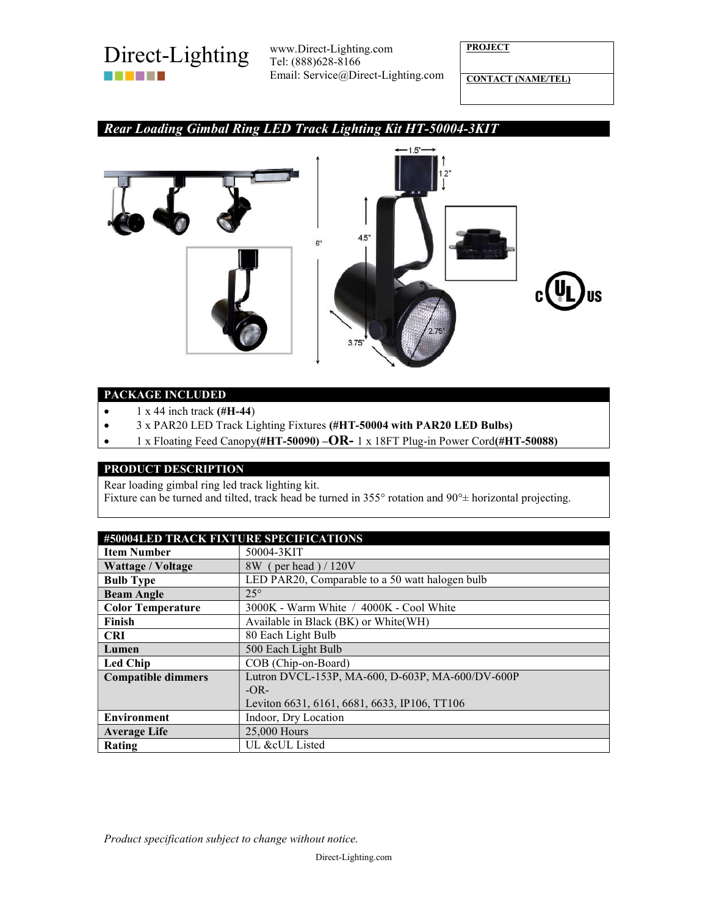Direct-Lighting

www.Direct-Lighting.com
Tel: (888)628-8166
Email: Service@Direct-Lighting.com

| PROJECT |
|---|
| CONTACT (NAME/TEL) |

## *Rear Loading Gimbal Ring LED Track Lighting Kit HT-50004-3KIT*

1.5"
1.2"
6"
4.5"
3.75"
2.75"

## PACKAGE INCLUDED

- 1 x 44 inch track **(#H-44)**
- 3 x PAR20 LED Track Lighting Fixtures **(#HT-50004 with PAR20 LED Bulbs)**
- 1 x Floating Feed Canopy**(#HT-50090)** –**OR-** 1 x 18FT Plug-in Power Cord**(#HT-50088)**

## PRODUCT DESCRIPTION

Rear loading gimbal ring led track lighting kit.
Fixture can be turned and tilted, track head be turned in 355° rotation and 90°± horizontal projecting.

## #50004LED TRACK FIXTURE SPECIFICATIONS

| | |
|---|---|
| **Item Number** | 50004-3KIT |
| **Wattage / Voltage** | 8W ( per head ) / 120V |
| **Bulb Type** | LED PAR20, Comparable to a 50 watt halogen bulb |
| **Beam Angle** | 25° |
| **Color Temperature** | 3000K - Warm White / 4000K - Cool White |
| **Finish** | Available in Black (BK) or White(WH) |
| **CRI** | 80 Each Light Bulb |
| **Lumen** | 500 Each Light Bulb |
| **Led Chip** | COB (Chip-on-Board) |
| **Compatible dimmers** | Lutron DVCL-153P, MA-600, D-603P, MA-600/DV-600P<br>-OR-<br>Leviton 6631, 6161, 6681, 6633, IP106, TT106 |
| **Environment** | Indoor, Dry Location |
| **Average Life** | 25,000 Hours |
| **Rating** | UL &cUL Listed |

*Product specification subject to change without notice.*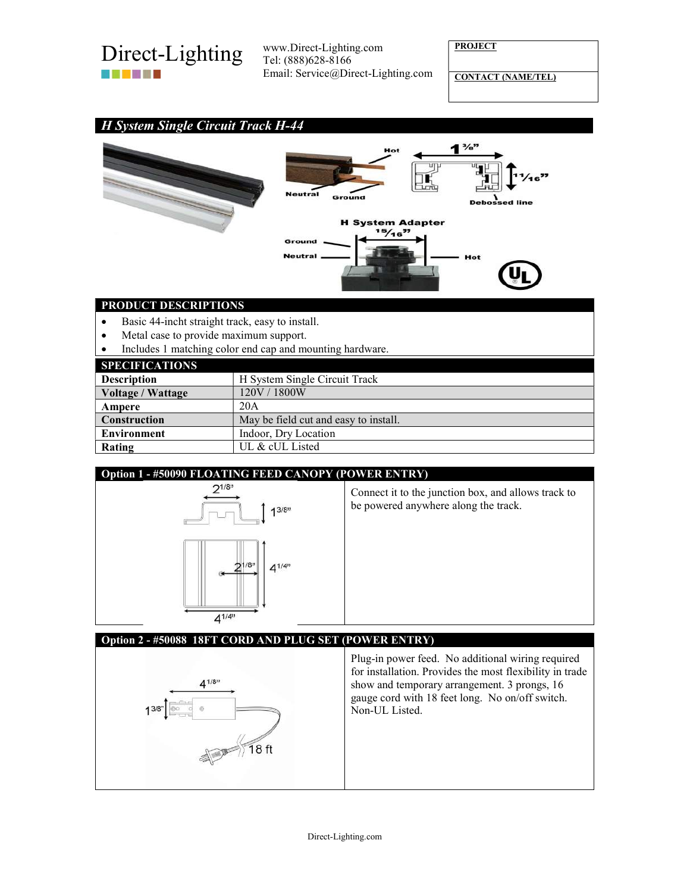Direct-Lighting

www.Direct-Lighting.com
Tel: (888)628-8166
Email: Service@Direct-Lighting.com

| PROJECT |
| --- |
| CONTACT (NAME/TEL) |

## *H System Single Circuit Track H-44*

Hot
Neutral
Ground
1 3/8"
11/16"
Debossed line

H System Adapter
15/16"
Ground
Neutral
Hot

## PRODUCT DESCRIPTIONS

- Basic 44-incht straight track, easy to install.
- Metal case to provide maximum support.
- Includes 1 matching color end cap and mounting hardware.

## SPECIFICATIONS

| | |
| --- | --- |
| **Description** | H System Single Circuit Track |
| **Voltage / Wattage** | 120V / 1800W |
| **Ampere** | 20A |
| **Construction** | May be field cut and easy to install. |
| **Environment** | Indoor, Dry Location |
| **Rating** | UL & cUL Listed |

## Option 1 - #50090 FLOATING FEED CANOPY (POWER ENTRY)

2 1/8"
1 3/8"
2 1/8"
4 1/4"
4 1/4"

Connect it to the junction box, and allows track to be powered anywhere along the track.

## Option 2 - #50088 18FT CORD AND PLUG SET (POWER ENTRY)

4 1/8"
1 3/8"
18 ft

Plug-in power feed. No additional wiring required for installation. Provides the most flexibility in trade show and temporary arrangement. 3 prongs, 16 gauge cord with 18 feet long. No on/off switch. Non-UL Listed.